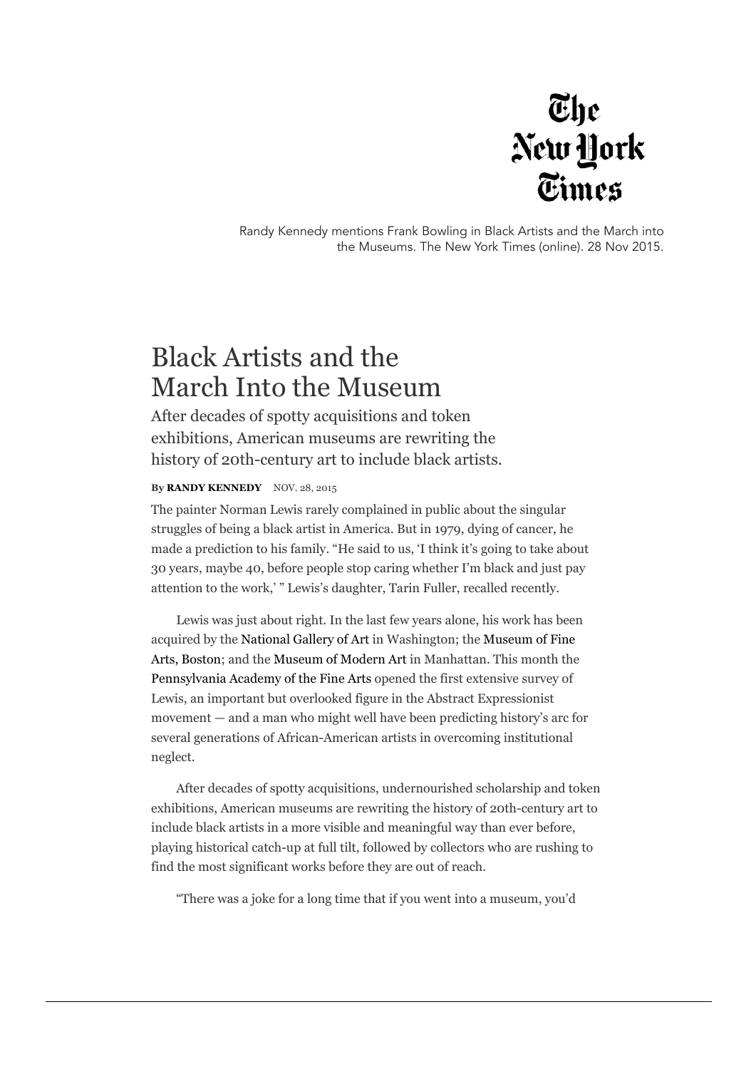The New York Times

Randy Kennedy mentions Frank Bowling in Black Artists and the March into the Museums. The New York Times (online). 28 Nov 2015.

# Black Artists and the March Into the Museum

After decades of spotty acquisitions and token exhibitions, American museums are rewriting the history of 20th-century art to include black artists.

**By RANDY KENNEDY** NOV. 28, 2015

The painter Norman Lewis rarely complained in public about the singular struggles of being a black artist in America. But in 1979, dying of cancer, he made a prediction to his family. "He said to us, 'I think it's going to take about 30 years, maybe 40, before people stop caring whether I'm black and just pay attention to the work,' " Lewis's daughter, Tarin Fuller, recalled recently.

Lewis was just about right. In the last few years alone, his work has been acquired by the National Gallery of Art in Washington; the Museum of Fine Arts, Boston; and the Museum of Modern Art in Manhattan. This month the Pennsylvania Academy of the Fine Arts opened the first extensive survey of Lewis, an important but overlooked figure in the Abstract Expressionist movement — and a man who might well have been predicting history's arc for several generations of African-American artists in overcoming institutional neglect.

After decades of spotty acquisitions, undernourished scholarship and token exhibitions, American museums are rewriting the history of 20th-century art to include black artists in a more visible and meaningful way than ever before, playing historical catch-up at full tilt, followed by collectors who are rushing to find the most significant works before they are out of reach.

"There was a joke for a long time that if you went into a museum, you'd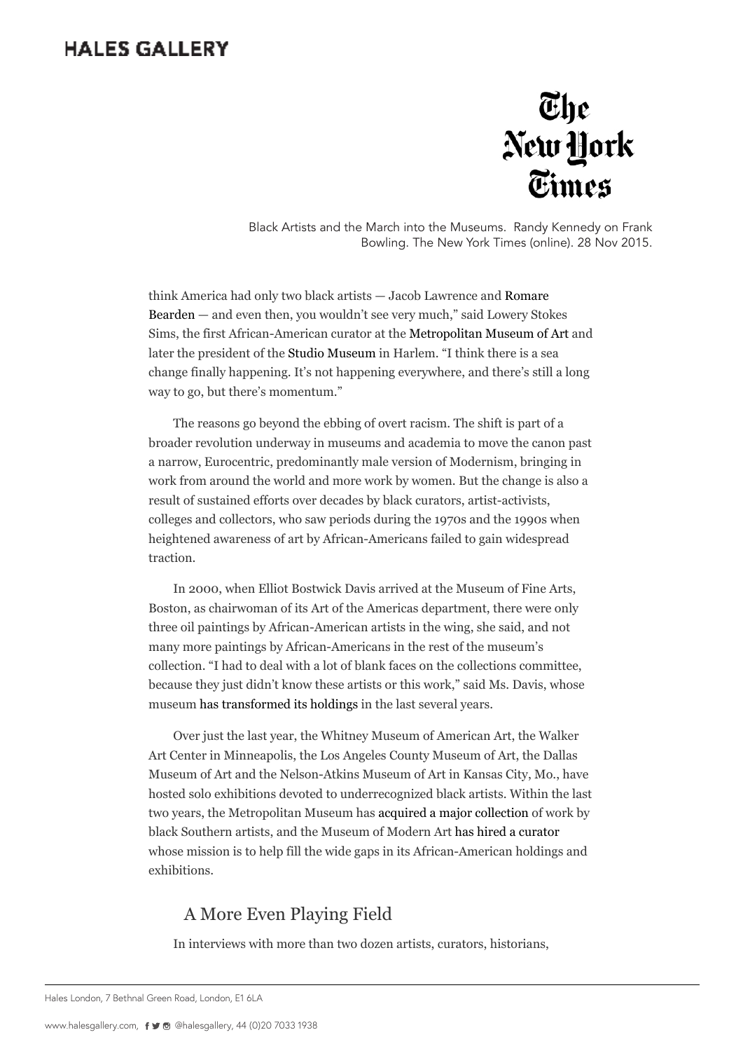think America had only two black artists — Jacob Lawrence and Romare Bearden — and even then, you wouldn't see very much," said Lowery Stokes Sims, the first African-American curator at the Metropolitan Museum of Art and later the president of the Studio Museum in Harlem. "I think there is a sea change finally happening. It's not happening everywhere, and there's still a long way to go, but there's momentum."

The reasons go beyond the ebbing of overt racism. The shift is part of a broader revolution underway in museums and academia to move the canon past a narrow, Eurocentric, predominantly male version of Modernism, bringing in work from around the world and more work by women. But the change is also a result of sustained efforts over decades by black curators, artist-activists, colleges and collectors, who saw periods during the 1970s and the 1990s when heightened awareness of art by African-Americans failed to gain widespread traction.

In 2000, when Elliot Bostwick Davis arrived at the Museum of Fine Arts, Boston, as chairwoman of its Art of the Americas department, there were only three oil paintings by African-American artists in the wing, she said, and not many more paintings by African-Americans in the rest of the museum's collection. "I had to deal with a lot of blank faces on the collections committee, because they just didn't know these artists or this work," said Ms. Davis, whose museum has transformed its holdings in the last several years.

Over just the last year, the Whitney Museum of American Art, the Walker Art Center in Minneapolis, the Los Angeles County Museum of Art, the Dallas Museum of Art and the Nelson-Atkins Museum of Art in Kansas City, Mo., have hosted solo exhibitions devoted to underrecognized black artists. Within the last two years, the Metropolitan Museum has acquired a major collection of work by black Southern artists, and the Museum of Modern Art has hired a curator whose mission is to help fill the wide gaps in its African-American holdings and exhibitions.

## A More Even Playing Field

In interviews with more than two dozen artists, curators, historians,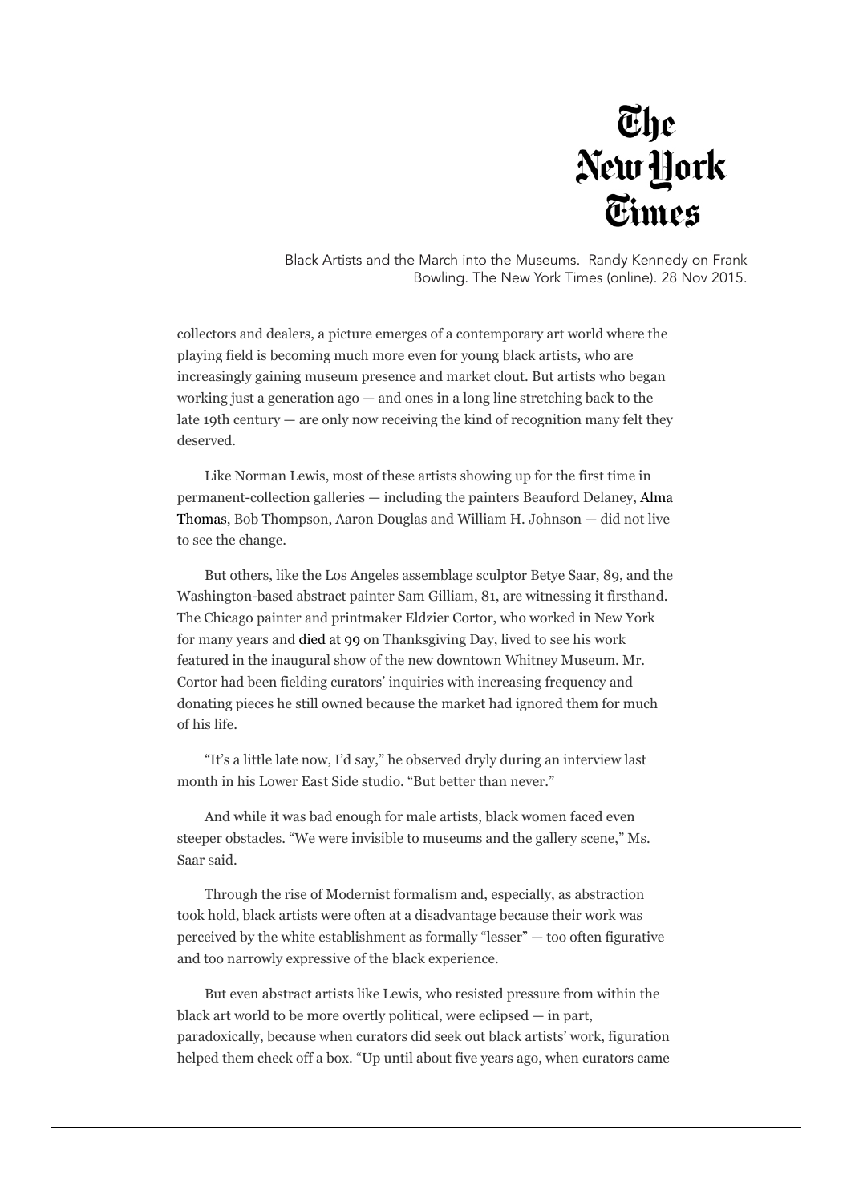collectors and dealers, a picture emerges of a contemporary art world where the playing field is becoming much more even for young black artists, who are increasingly gaining museum presence and market clout. But artists who began working just a generation ago — and ones in a long line stretching back to the late 19th century — are only now receiving the kind of recognition many felt they deserved.

Like Norman Lewis, most of these artists showing up for the first time in permanent-collection galleries — including the painters Beauford Delaney, Alma Thomas, Bob Thompson, Aaron Douglas and William H. Johnson — did not live to see the change.

But others, like the Los Angeles assemblage sculptor Betye Saar, 89, and the Washington-based abstract painter Sam Gilliam, 81, are witnessing it firsthand. The Chicago painter and printmaker Eldzier Cortor, who worked in New York for many years and died at 99 on Thanksgiving Day, lived to see his work featured in the inaugural show of the new downtown Whitney Museum. Mr. Cortor had been fielding curators' inquiries with increasing frequency and donating pieces he still owned because the market had ignored them for much of his life.

"It's a little late now, I'd say," he observed dryly during an interview last month in his Lower East Side studio. "But better than never."

And while it was bad enough for male artists, black women faced even steeper obstacles. "We were invisible to museums and the gallery scene," Ms. Saar said.

Through the rise of Modernist formalism and, especially, as abstraction took hold, black artists were often at a disadvantage because their work was perceived by the white establishment as formally "lesser" — too often figurative and too narrowly expressive of the black experience.

But even abstract artists like Lewis, who resisted pressure from within the black art world to be more overtly political, were eclipsed — in part, paradoxically, because when curators did seek out black artists' work, figuration helped them check off a box. "Up until about five years ago, when curators came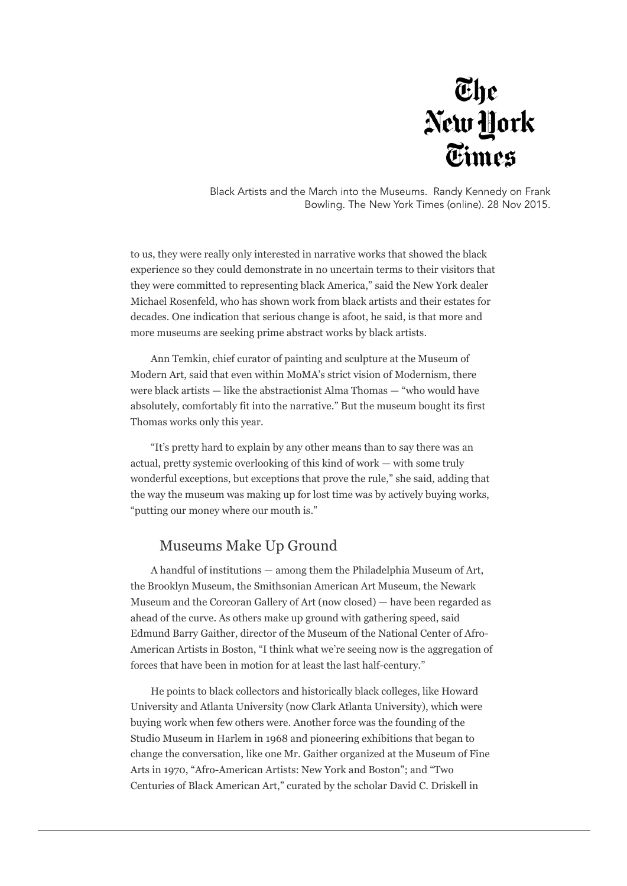to us, they were really only interested in narrative works that showed the black experience so they could demonstrate in no uncertain terms to their visitors that they were committed to representing black America," said the New York dealer Michael Rosenfeld, who has shown work from black artists and their estates for decades. One indication that serious change is afoot, he said, is that more and more museums are seeking prime abstract works by black artists.

Ann Temkin, chief curator of painting and sculpture at the Museum of Modern Art, said that even within MoMA's strict vision of Modernism, there were black artists — like the abstractionist Alma Thomas — "who would have absolutely, comfortably fit into the narrative." But the museum bought its first Thomas works only this year.

"It's pretty hard to explain by any other means than to say there was an actual, pretty systemic overlooking of this kind of work — with some truly wonderful exceptions, but exceptions that prove the rule," she said, adding that the way the museum was making up for lost time was by actively buying works, "putting our money where our mouth is."

## Museums Make Up Ground

A handful of institutions — among them the Philadelphia Museum of Art, the Brooklyn Museum, the Smithsonian American Art Museum, the Newark Museum and the Corcoran Gallery of Art (now closed) — have been regarded as ahead of the curve. As others make up ground with gathering speed, said Edmund Barry Gaither, director of the Museum of the National Center of Afro-American Artists in Boston, "I think what we're seeing now is the aggregation of forces that have been in motion for at least the last half-century."

He points to black collectors and historically black colleges, like Howard University and Atlanta University (now Clark Atlanta University), which were buying work when few others were. Another force was the founding of the Studio Museum in Harlem in 1968 and pioneering exhibitions that began to change the conversation, like one Mr. Gaither organized at the Museum of Fine Arts in 1970, "Afro-American Artists: New York and Boston"; and "Two Centuries of Black American Art," curated by the scholar David C. Driskell in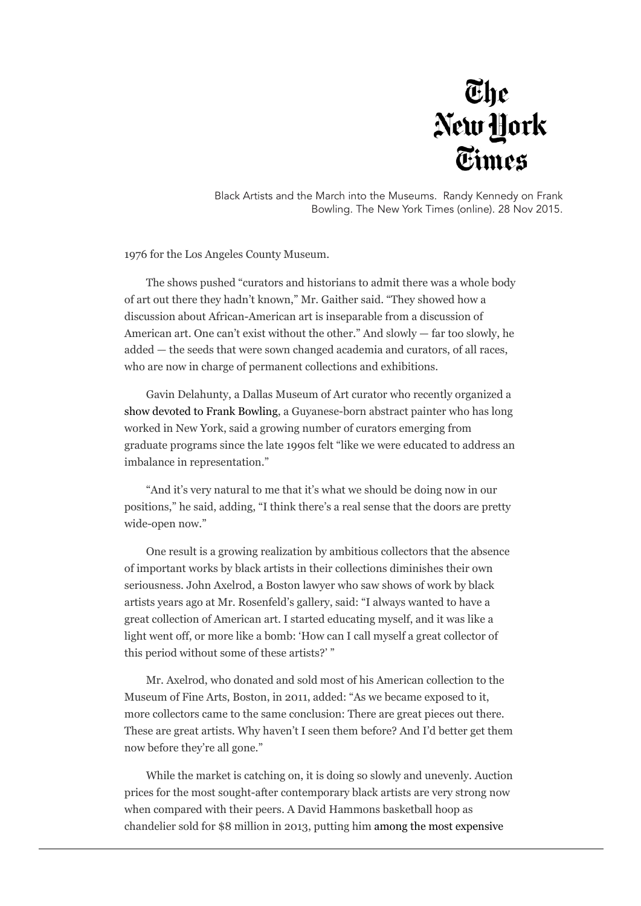1976 for the Los Angeles County Museum.

The shows pushed "curators and historians to admit there was a whole body of art out there they hadn't known," Mr. Gaither said. "They showed how a discussion about African-American art is inseparable from a discussion of American art. One can't exist without the other." And slowly — far too slowly, he added — the seeds that were sown changed academia and curators, of all races, who are now in charge of permanent collections and exhibitions.

Gavin Delahunty, a Dallas Museum of Art curator who recently organized a show devoted to Frank Bowling, a Guyanese-born abstract painter who has long worked in New York, said a growing number of curators emerging from graduate programs since the late 1990s felt "like we were educated to address an imbalance in representation."

"And it's very natural to me that it's what we should be doing now in our positions," he said, adding, "I think there's a real sense that the doors are pretty wide-open now."

One result is a growing realization by ambitious collectors that the absence of important works by black artists in their collections diminishes their own seriousness. John Axelrod, a Boston lawyer who saw shows of work by black artists years ago at Mr. Rosenfeld's gallery, said: "I always wanted to have a great collection of American art. I started educating myself, and it was like a light went off, or more like a bomb: 'How can I call myself a great collector of this period without some of these artists?' "

Mr. Axelrod, who donated and sold most of his American collection to the Museum of Fine Arts, Boston, in 2011, added: "As we became exposed to it, more collectors came to the same conclusion: There are great pieces out there. These are great artists. Why haven't I seen them before? And I'd better get them now before they're all gone."

While the market is catching on, it is doing so slowly and unevenly. Auction prices for the most sought-after contemporary black artists are very strong now when compared with their peers. A David Hammons basketball hoop as chandelier sold for $8 million in 2013, putting him among the most expensive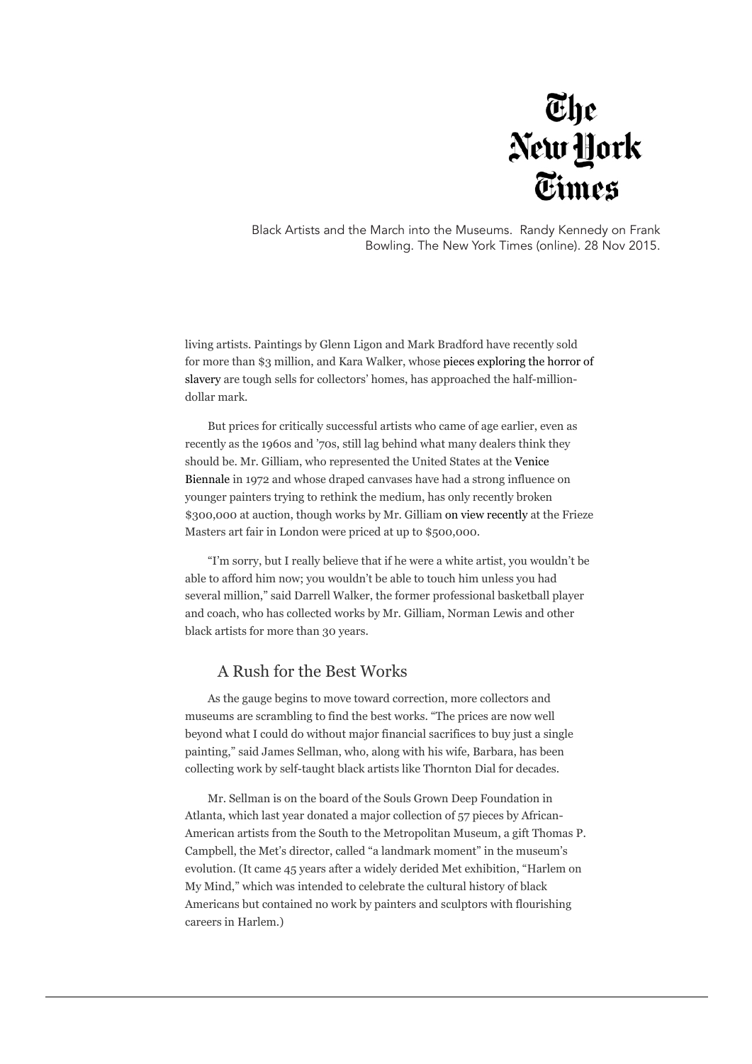living artists. Paintings by Glenn Ligon and Mark Bradford have recently sold for more than $3 million, and Kara Walker, whose pieces exploring the horror of slavery are tough sells for collectors' homes, has approached the half-million-dollar mark.

But prices for critically successful artists who came of age earlier, even as recently as the 1960s and '70s, still lag behind what many dealers think they should be. Mr. Gilliam, who represented the United States at the Venice Biennale in 1972 and whose draped canvases have had a strong influence on younger painters trying to rethink the medium, has only recently broken $300,000 at auction, though works by Mr. Gilliam on view recently at the Frieze Masters art fair in London were priced at up to $500,000.

"I'm sorry, but I really believe that if he were a white artist, you wouldn't be able to afford him now; you wouldn't be able to touch him unless you had several million," said Darrell Walker, the former professional basketball player and coach, who has collected works by Mr. Gilliam, Norman Lewis and other black artists for more than 30 years.

## A Rush for the Best Works

As the gauge begins to move toward correction, more collectors and museums are scrambling to find the best works. "The prices are now well beyond what I could do without major financial sacrifices to buy just a single painting," said James Sellman, who, along with his wife, Barbara, has been collecting work by self-taught black artists like Thornton Dial for decades.

Mr. Sellman is on the board of the Souls Grown Deep Foundation in Atlanta, which last year donated a major collection of 57 pieces by African-American artists from the South to the Metropolitan Museum, a gift Thomas P. Campbell, the Met's director, called "a landmark moment" in the museum's evolution. (It came 45 years after a widely derided Met exhibition, "Harlem on My Mind," which was intended to celebrate the cultural history of black Americans but contained no work by painters and sculptors with flourishing careers in Harlem.)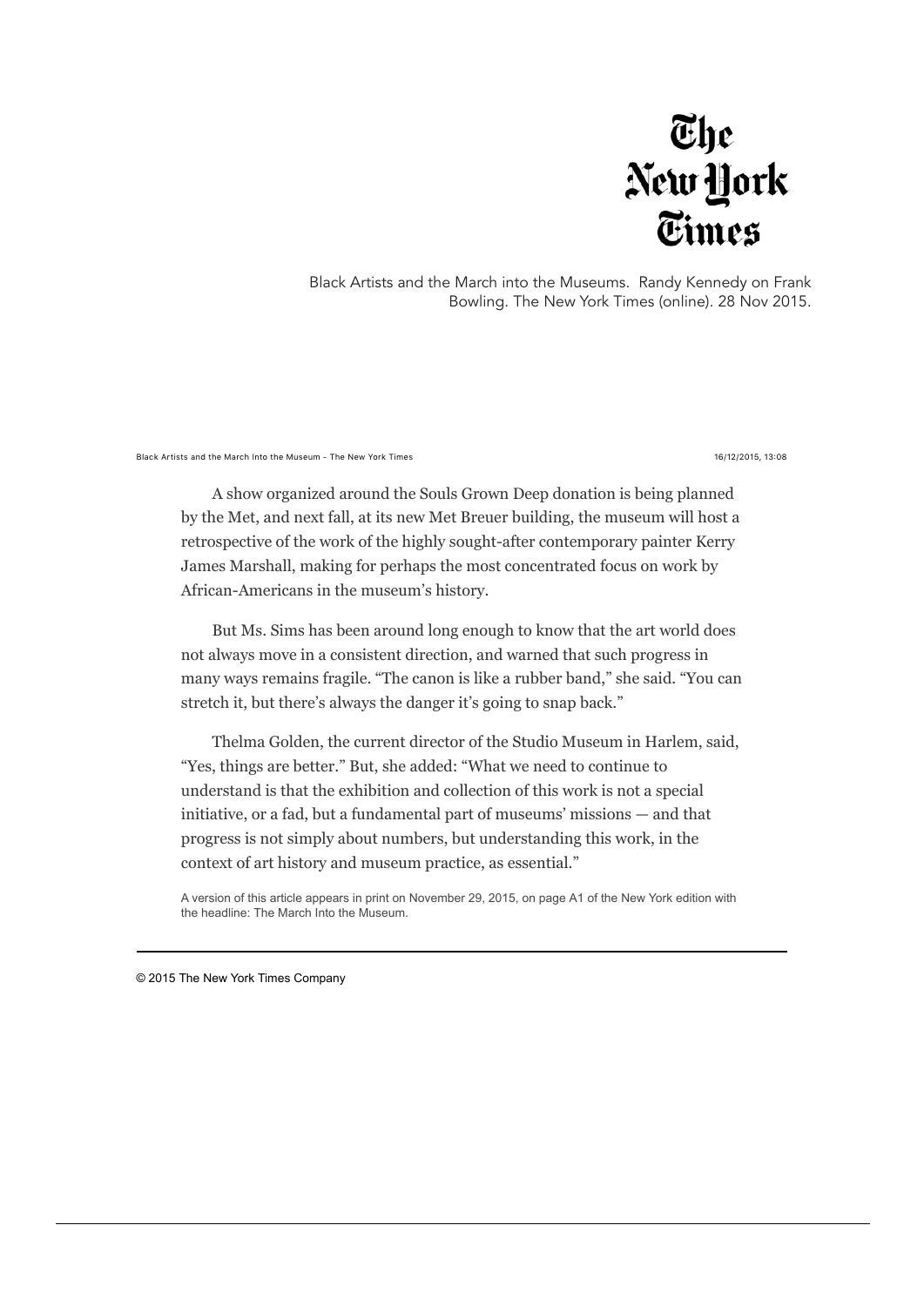A show organized around the Souls Grown Deep donation is being planned by the Met, and next fall, at its new Met Breuer building, the museum will host a retrospective of the work of the highly sought-after contemporary painter Kerry James Marshall, making for perhaps the most concentrated focus on work by African-Americans in the museum's history.

But Ms. Sims has been around long enough to know that the art world does not always move in a consistent direction, and warned that such progress in many ways remains fragile. "The canon is like a rubber band," she said. "You can stretch it, but there's always the danger it's going to snap back."

Thelma Golden, the current director of the Studio Museum in Harlem, said, "Yes, things are better." But, she added: "What we need to continue to understand is that the exhibition and collection of this work is not a special initiative, or a fad, but a fundamental part of museums' missions — and that progress is not simply about numbers, but understanding this work, in the context of art history and museum practice, as essential."

A version of this article appears in print on November 29, 2015, on page A1 of the New York edition with the headline: The March Into the Museum.

---

© 2015 The New York Times Company